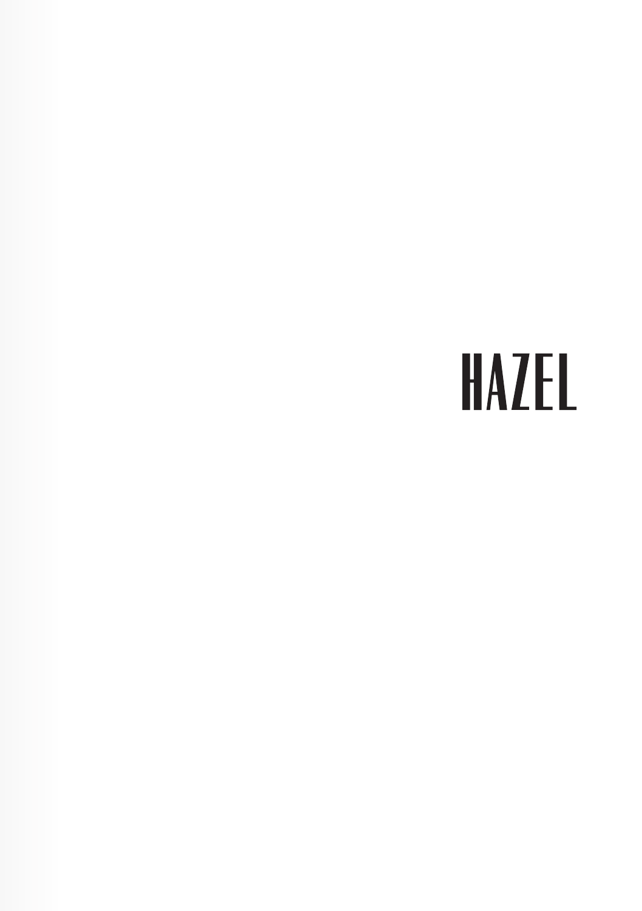# HAZEL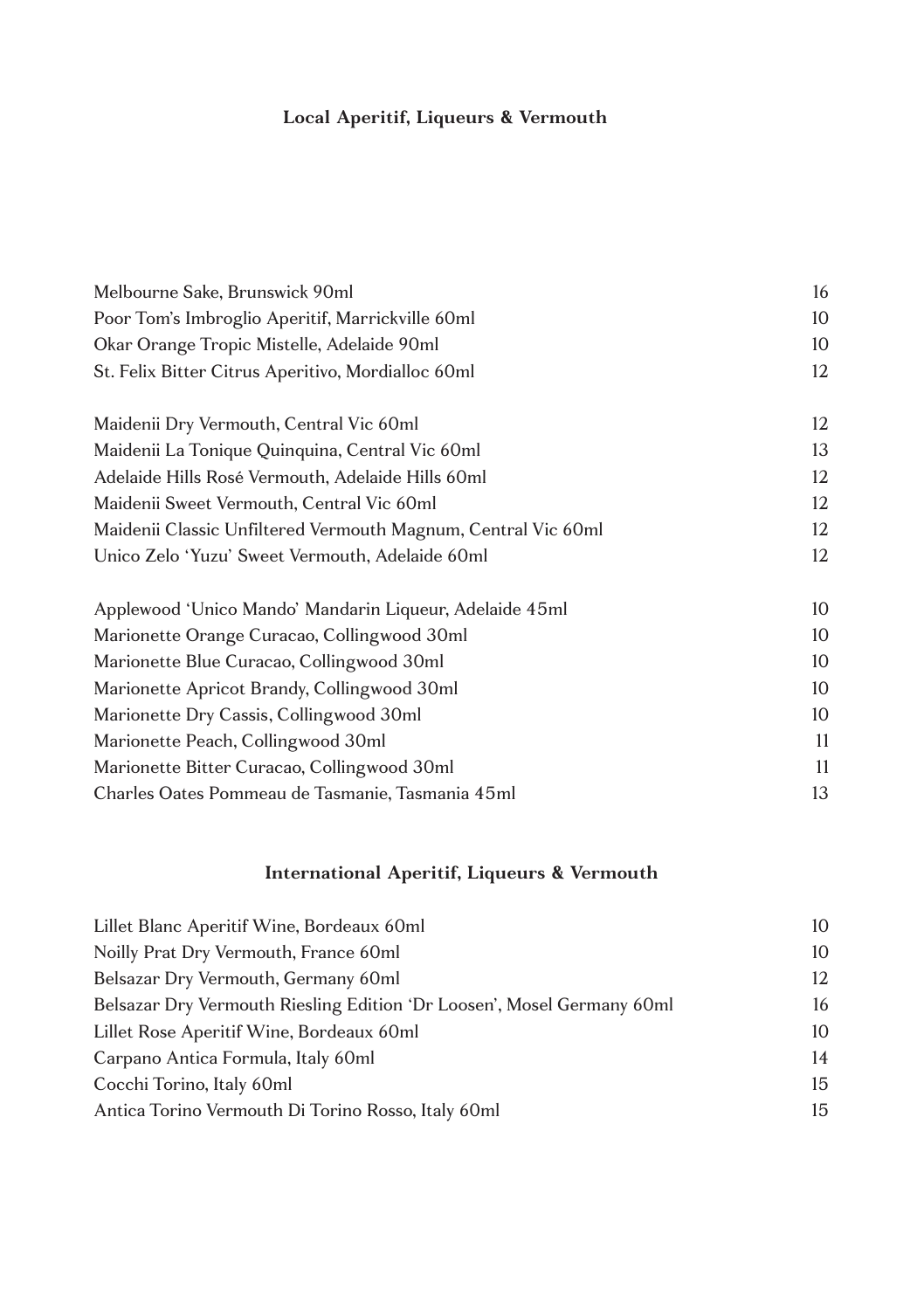## Local Aperitif, Liqueurs & Vermouth

| | |
|---|---|
| Melbourne Sake, Brunswick 90ml | 16 |
| Poor Tom's Imbroglio Aperitif, Marrickville 60ml | 10 |
| Okar Orange Tropic Mistelle, Adelaide 90ml | 10 |
| St. Felix Bitter Citrus Aperitivo, Mordialloc 60ml | 12 |
| Maidenii Dry Vermouth, Central Vic 60ml | 12 |
| Maidenii La Tonique Quinquina, Central Vic 60ml | 13 |
| Adelaide Hills Rosé Vermouth, Adelaide Hills 60ml | 12 |
| Maidenii Sweet Vermouth, Central Vic 60ml | 12 |
| Maidenii Classic Unfiltered Vermouth Magnum, Central Vic 60ml | 12 |
| Unico Zelo 'Yuzu' Sweet Vermouth, Adelaide 60ml | 12 |
| Applewood 'Unico Mando' Mandarin Liqueur, Adelaide 45ml | 10 |
| Marionette Orange Curacao, Collingwood 30ml | 10 |
| Marionette Blue Curacao, Collingwood 30ml | 10 |
| Marionette Apricot Brandy, Collingwood 30ml | 10 |
| Marionette Dry Cassis, Collingwood 30ml | 10 |
| Marionette Peach, Collingwood 30ml | 11 |
| Marionette Bitter Curacao, Collingwood 30ml | 11 |
| Charles Oates Pommeau de Tasmanie, Tasmania 45ml | 13 |

## International Aperitif, Liqueurs & Vermouth

| | |
|---|---|
| Lillet Blanc Aperitif Wine, Bordeaux 60ml | 10 |
| Noilly Prat Dry Vermouth, France 60ml | 10 |
| Belsazar Dry Vermouth, Germany 60ml | 12 |
| Belsazar Dry Vermouth Riesling Edition 'Dr Loosen', Mosel Germany 60ml | 16 |
| Lillet Rose Aperitif Wine, Bordeaux 60ml | 10 |
| Carpano Antica Formula, Italy 60ml | 14 |
| Cocchi Torino, Italy 60ml | 15 |
| Antica Torino Vermouth Di Torino Rosso, Italy 60ml | 15 |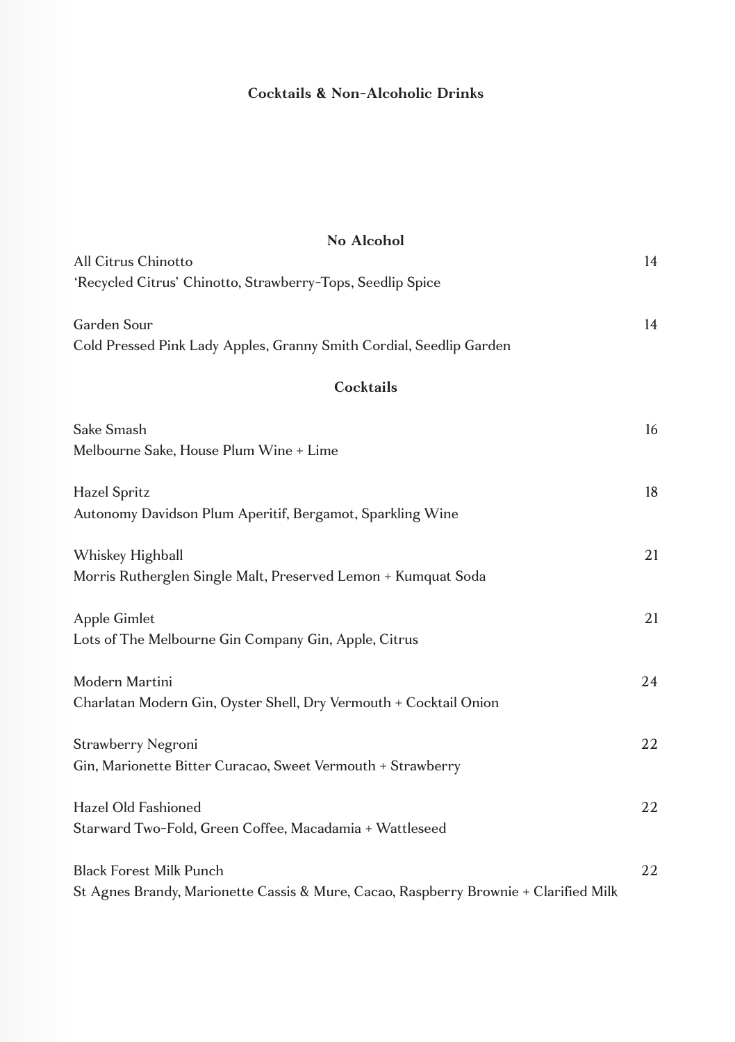# Cocktails & Non-Alcoholic Drinks

## No Alcohol

All Citrus Chinotto — 14
'Recycled Citrus' Chinotto, Strawberry-Tops, Seedlip Spice

Garden Sour — 14
Cold Pressed Pink Lady Apples, Granny Smith Cordial, Seedlip Garden

## Cocktails

Sake Smash — 16
Melbourne Sake, House Plum Wine + Lime

Hazel Spritz — 18
Autonomy Davidson Plum Aperitif, Bergamot, Sparkling Wine

Whiskey Highball — 21
Morris Rutherglen Single Malt, Preserved Lemon + Kumquat Soda

Apple Gimlet — 21
Lots of The Melbourne Gin Company Gin, Apple, Citrus

Modern Martini — 24
Charlatan Modern Gin, Oyster Shell, Dry Vermouth + Cocktail Onion

Strawberry Negroni — 22
Gin, Marionette Bitter Curacao, Sweet Vermouth + Strawberry

Hazel Old Fashioned — 22
Starward Two-Fold, Green Coffee, Macadamia + Wattleseed

Black Forest Milk Punch — 22
St Agnes Brandy, Marionette Cassis & Mure, Cacao, Raspberry Brownie + Clarified Milk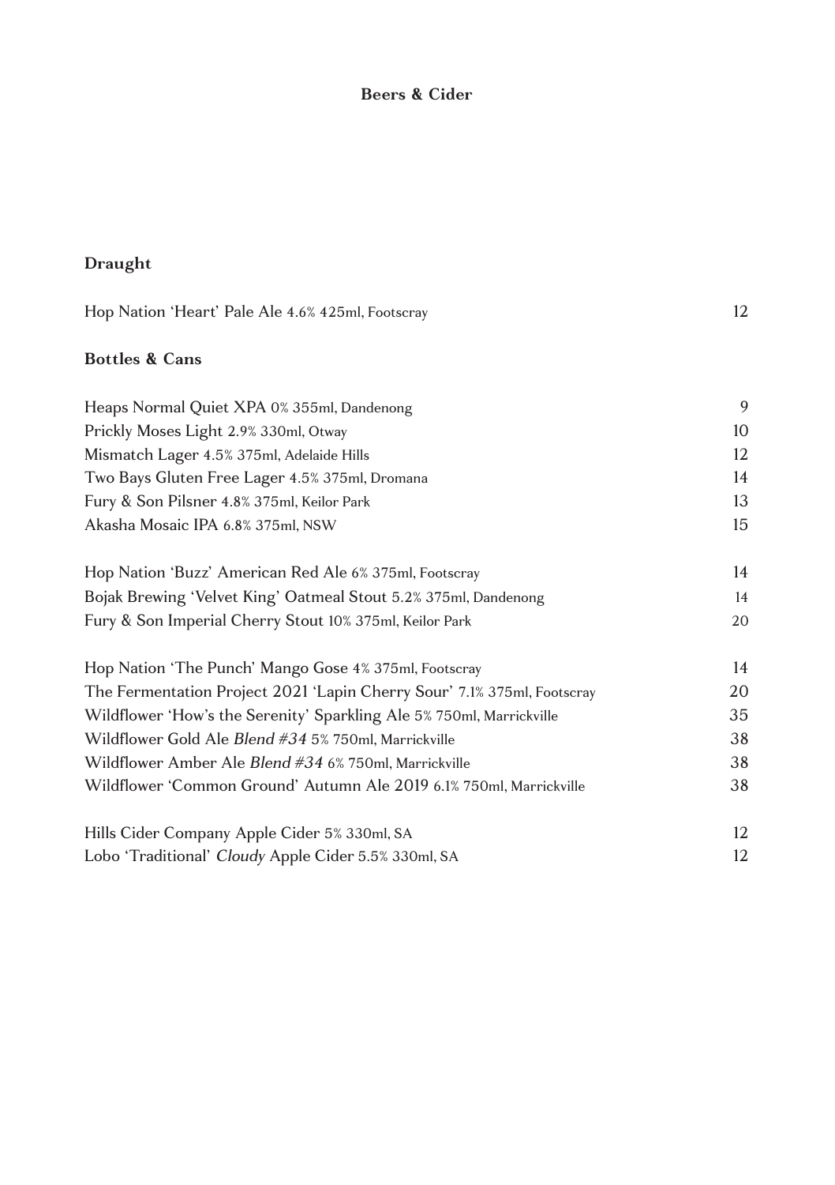# Beers & Cider

## Draught

| | |
|---|---|
| Hop Nation 'Heart' Pale Ale 4.6% 425ml, Footscray | 12 |

## Bottles & Cans

| | |
|---|---|
| Heaps Normal Quiet XPA 0% 355ml, Dandenong | 9 |
| Prickly Moses Light 2.9% 330ml, Otway | 10 |
| Mismatch Lager 4.5% 375ml, Adelaide Hills | 12 |
| Two Bays Gluten Free Lager 4.5% 375ml, Dromana | 14 |
| Fury & Son Pilsner 4.8% 375ml, Keilor Park | 13 |
| Akasha Mosaic IPA 6.8% 375ml, NSW | 15 |
| Hop Nation 'Buzz' American Red Ale 6% 375ml, Footscray | 14 |
| Bojak Brewing 'Velvet King' Oatmeal Stout 5.2% 375ml, Dandenong | 14 |
| Fury & Son Imperial Cherry Stout 10% 375ml, Keilor Park | 20 |
| Hop Nation 'The Punch' Mango Gose 4% 375ml, Footscray | 14 |
| The Fermentation Project 2021 'Lapin Cherry Sour' 7.1% 375ml, Footscray | 20 |
| Wildflower 'How's the Serenity' Sparkling Ale 5% 750ml, Marrickville | 35 |
| Wildflower Gold Ale *Blend #34* 5% 750ml, Marrickville | 38 |
| Wildflower Amber Ale *Blend #34* 6% 750ml, Marrickville | 38 |
| Wildflower 'Common Ground' Autumn Ale 2019 6.1% 750ml, Marrickville | 38 |
| Hills Cider Company Apple Cider 5% 330ml, SA | 12 |
| Lobo 'Traditional' *Cloudy* Apple Cider 5.5% 330ml, SA | 12 |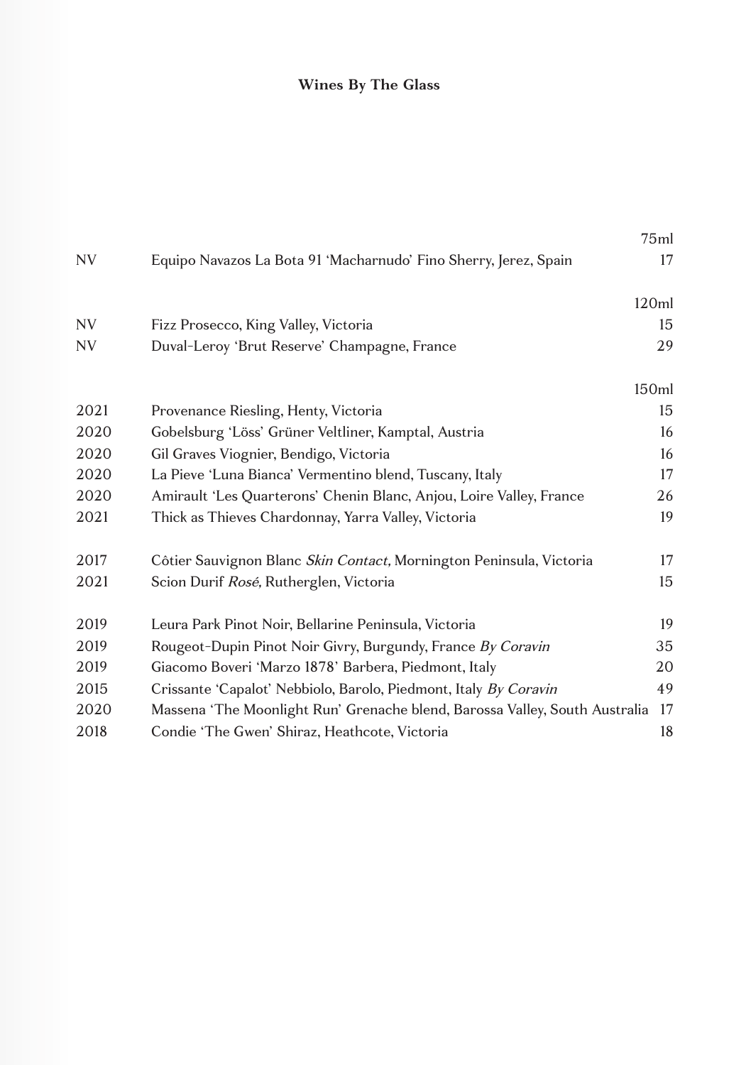**Wines By The Glass**

| | | |
|---|---|---|
| | | 75ml |
| NV | Equipo Navazos La Bota 91 'Macharnudo' Fino Sherry, Jerez, Spain | 17 |
| | | 120ml |
| NV | Fizz Prosecco, King Valley, Victoria | 15 |
| NV | Duval-Leroy 'Brut Reserve' Champagne, France | 29 |
| | | 150ml |
| 2021 | Provenance Riesling, Henty, Victoria | 15 |
| 2020 | Gobelsburg 'Löss' Grüner Veltliner, Kamptal, Austria | 16 |
| 2020 | Gil Graves Viognier, Bendigo, Victoria | 16 |
| 2020 | La Pieve 'Luna Bianca' Vermentino blend, Tuscany, Italy | 17 |
| 2020 | Amirault 'Les Quarterons' Chenin Blanc, Anjou, Loire Valley, France | 26 |
| 2021 | Thick as Thieves Chardonnay, Yarra Valley, Victoria | 19 |
| 2017 | Côtier Sauvignon Blanc *Skin Contact,* Mornington Peninsula, Victoria | 17 |
| 2021 | Scion Durif *Rosé,* Rutherglen, Victoria | 15 |
| 2019 | Leura Park Pinot Noir, Bellarine Peninsula, Victoria | 19 |
| 2019 | Rougeot-Dupin Pinot Noir Givry, Burgundy, France *By Coravin* | 35 |
| 2019 | Giacomo Boveri 'Marzo 1878' Barbera, Piedmont, Italy | 20 |
| 2015 | Crissante 'Capalot' Nebbiolo, Barolo, Piedmont, Italy *By Coravin* | 49 |
| 2020 | Massena 'The Moonlight Run' Grenache blend, Barossa Valley, South Australia | 17 |
| 2018 | Condie 'The Gwen' Shiraz, Heathcote, Victoria | 18 |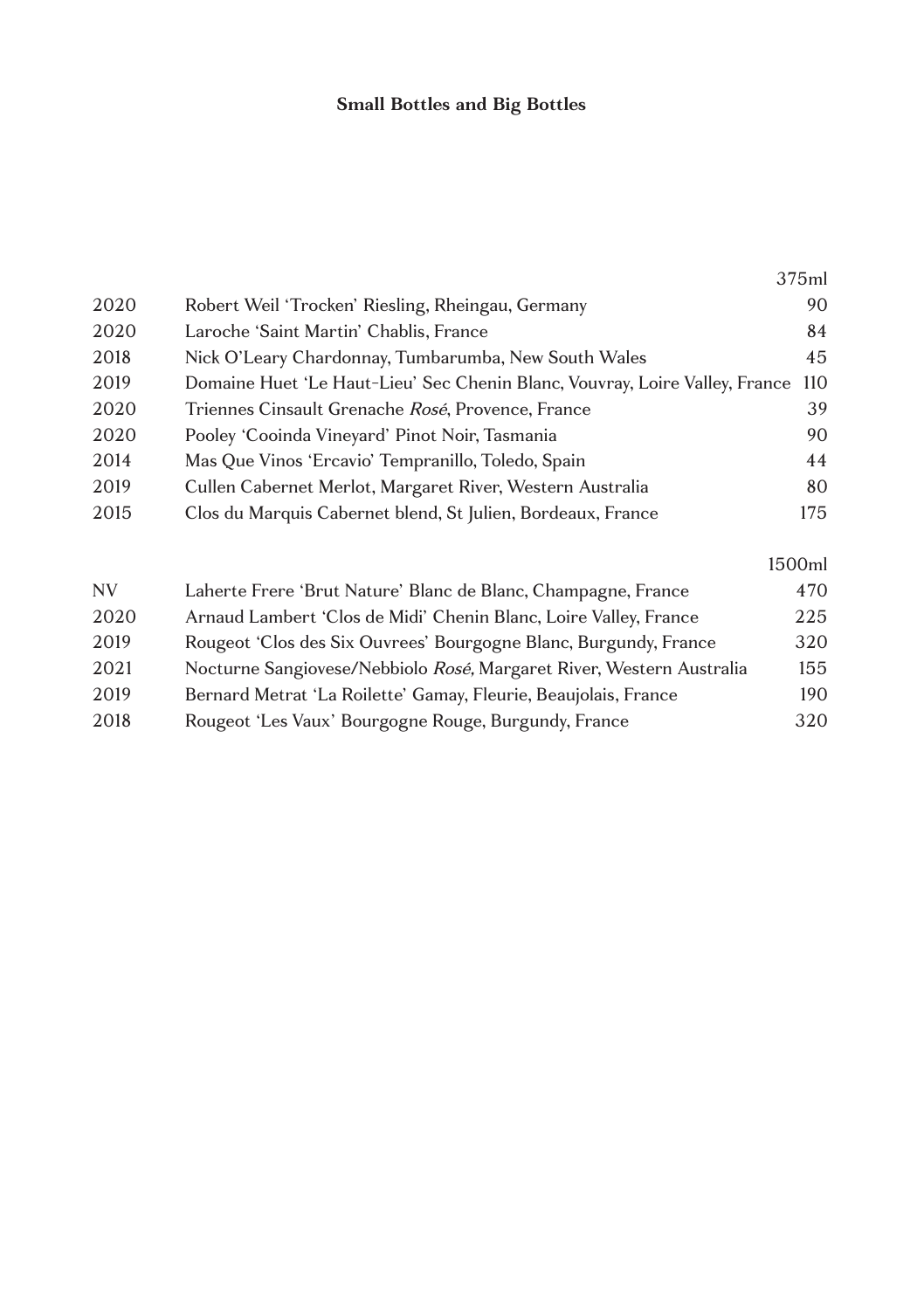**Small Bottles and Big Bottles**

| | | 375ml |
|---|---|---|
| 2020 | Robert Weil 'Trocken' Riesling, Rheingau, Germany | 90 |
| 2020 | Laroche 'Saint Martin' Chablis, France | 84 |
| 2018 | Nick O'Leary Chardonnay, Tumbarumba, New South Wales | 45 |
| 2019 | Domaine Huet 'Le Haut-Lieu' Sec Chenin Blanc, Vouvray, Loire Valley, France | 110 |
| 2020 | Triennes Cinsault Grenache *Rosé*, Provence, France | 39 |
| 2020 | Pooley 'Cooinda Vineyard' Pinot Noir, Tasmania | 90 |
| 2014 | Mas Que Vinos 'Ercavio' Tempranillo, Toledo, Spain | 44 |
| 2019 | Cullen Cabernet Merlot, Margaret River, Western Australia | 80 |
| 2015 | Clos du Marquis Cabernet blend, St Julien, Bordeaux, France | 175 |

| | | 1500ml |
|---|---|---|
| NV | Laherte Frere 'Brut Nature' Blanc de Blanc, Champagne, France | 470 |
| 2020 | Arnaud Lambert 'Clos de Midi' Chenin Blanc, Loire Valley, France | 225 |
| 2019 | Rougeot 'Clos des Six Ouvrees' Bourgogne Blanc, Burgundy, France | 320 |
| 2021 | Nocturne Sangiovese/Nebbiolo *Rosé,* Margaret River, Western Australia | 155 |
| 2019 | Bernard Metrat 'La Roilette' Gamay, Fleurie, Beaujolais, France | 190 |
| 2018 | Rougeot 'Les Vaux' Bourgogne Rouge, Burgundy, France | 320 |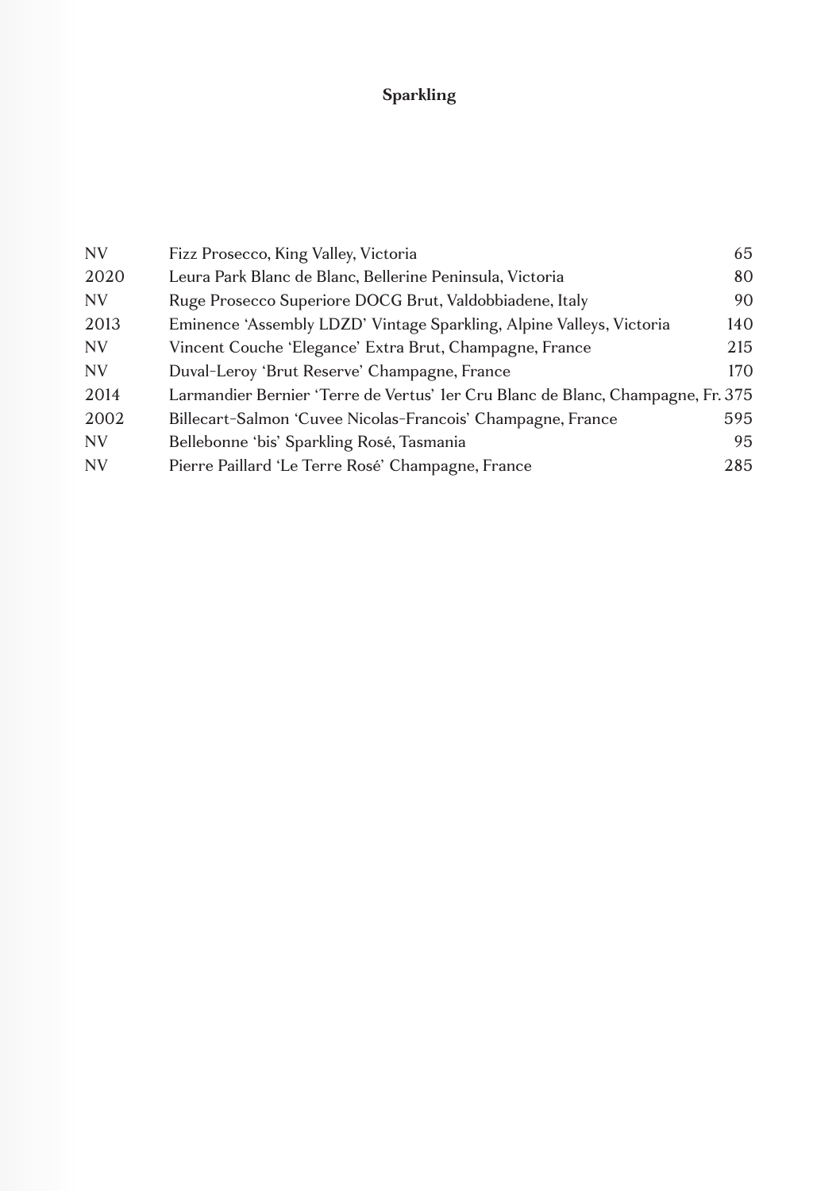**Sparkling**

| | | |
|---|---|---|
| NV | Fizz Prosecco, King Valley, Victoria | 65 |
| 2020 | Leura Park Blanc de Blanc, Bellerine Peninsula, Victoria | 80 |
| NV | Ruge Prosecco Superiore DOCG Brut, Valdobbiadene, Italy | 90 |
| 2013 | Eminence 'Assembly LDZD' Vintage Sparkling, Alpine Valleys, Victoria | 140 |
| NV | Vincent Couche 'Elegance' Extra Brut, Champagne, France | 215 |
| NV | Duval-Leroy 'Brut Reserve' Champagne, France | 170 |
| 2014 | Larmandier Bernier 'Terre de Vertus' 1er Cru Blanc de Blanc, Champagne, Fr. | 375 |
| 2002 | Billecart-Salmon 'Cuvee Nicolas-Francois' Champagne, France | 595 |
| NV | Bellebonne 'bis' Sparkling Rosé, Tasmania | 95 |
| NV | Pierre Paillard 'Le Terre Rosé' Champagne, France | 285 |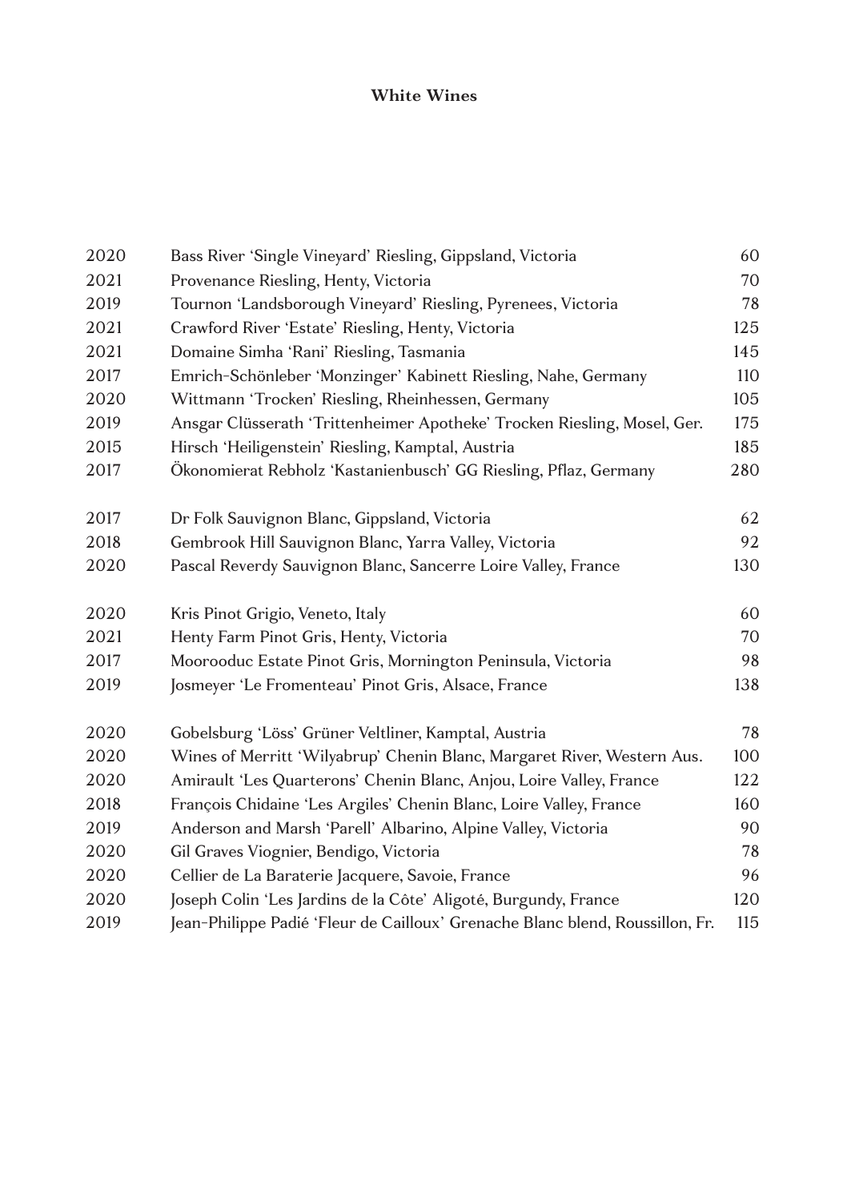**White Wines**

| | | |
|---|---|---|
| 2020 | Bass River 'Single Vineyard' Riesling, Gippsland, Victoria | 60 |
| 2021 | Provenance Riesling, Henty, Victoria | 70 |
| 2019 | Tournon 'Landsborough Vineyard' Riesling, Pyrenees, Victoria | 78 |
| 2021 | Crawford River 'Estate' Riesling, Henty, Victoria | 125 |
| 2021 | Domaine Simha 'Rani' Riesling, Tasmania | 145 |
| 2017 | Emrich-Schönleber 'Monzinger' Kabinett Riesling, Nahe, Germany | 110 |
| 2020 | Wittmann 'Trocken' Riesling, Rheinhessen, Germany | 105 |
| 2019 | Ansgar Clüsserath 'Trittenheimer Apotheke' Trocken Riesling, Mosel, Ger. | 175 |
| 2015 | Hirsch 'Heiligenstein' Riesling, Kamptal, Austria | 185 |
| 2017 | Ökonomierat Rebholz 'Kastanienbusch' GG Riesling, Pflaz, Germany | 280 |
| | | |
| 2017 | Dr Folk Sauvignon Blanc, Gippsland, Victoria | 62 |
| 2018 | Gembrook Hill Sauvignon Blanc, Yarra Valley, Victoria | 92 |
| 2020 | Pascal Reverdy Sauvignon Blanc, Sancerre Loire Valley, France | 130 |
| | | |
| 2020 | Kris Pinot Grigio, Veneto, Italy | 60 |
| 2021 | Henty Farm Pinot Gris, Henty, Victoria | 70 |
| 2017 | Moorooduc Estate Pinot Gris, Mornington Peninsula, Victoria | 98 |
| 2019 | Josmeyer 'Le Fromenteau' Pinot Gris, Alsace, France | 138 |
| | | |
| 2020 | Gobelsburg 'Löss' Grüner Veltliner, Kamptal, Austria | 78 |
| 2020 | Wines of Merritt 'Wilyabrup' Chenin Blanc, Margaret River, Western Aus. | 100 |
| 2020 | Amirault 'Les Quarterons' Chenin Blanc, Anjou, Loire Valley, France | 122 |
| 2018 | François Chidaine 'Les Argiles' Chenin Blanc, Loire Valley, France | 160 |
| 2019 | Anderson and Marsh 'Parell' Albarino, Alpine Valley, Victoria | 90 |
| 2020 | Gil Graves Viognier, Bendigo, Victoria | 78 |
| 2020 | Cellier de La Baraterie Jacquere, Savoie, France | 96 |
| 2020 | Joseph Colin 'Les Jardins de la Côte' Aligoté, Burgundy, France | 120 |
| 2019 | Jean-Philippe Padié 'Fleur de Cailloux' Grenache Blanc blend, Roussillon, Fr. | 115 |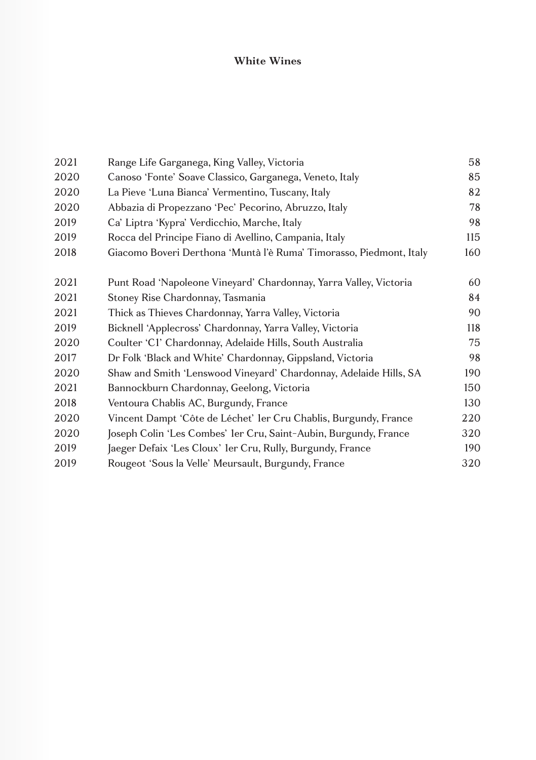**White Wines**

| | | |
|---|---|---|
| 2021 | Range Life Garganega, King Valley, Victoria | 58 |
| 2020 | Canoso 'Fonte' Soave Classico, Garganega, Veneto, Italy | 85 |
| 2020 | La Pieve 'Luna Bianca' Vermentino, Tuscany, Italy | 82 |
| 2020 | Abbazia di Propezzano 'Pec' Pecorino, Abruzzo, Italy | 78 |
| 2019 | Ca' Liptra 'Kypra' Verdicchio, Marche, Italy | 98 |
| 2019 | Rocca del Principe Fiano di Avellino, Campania, Italy | 115 |
| 2018 | Giacomo Boveri Derthona 'Muntà l'è Ruma' Timorasso, Piedmont, Italy | 160 |
| 2021 | Punt Road 'Napoleone Vineyard' Chardonnay, Yarra Valley, Victoria | 60 |
| 2021 | Stoney Rise Chardonnay, Tasmania | 84 |
| 2021 | Thick as Thieves Chardonnay, Yarra Valley, Victoria | 90 |
| 2019 | Bicknell 'Applecross' Chardonnay, Yarra Valley, Victoria | 118 |
| 2020 | Coulter 'C1' Chardonnay, Adelaide Hills, South Australia | 75 |
| 2017 | Dr Folk 'Black and White' Chardonnay, Gippsland, Victoria | 98 |
| 2020 | Shaw and Smith 'Lenswood Vineyard' Chardonnay, Adelaide Hills, SA | 190 |
| 2021 | Bannockburn Chardonnay, Geelong, Victoria | 150 |
| 2018 | Ventoura Chablis AC, Burgundy, France | 130 |
| 2020 | Vincent Dampt 'Côte de Léchet' 1er Cru Chablis, Burgundy, France | 220 |
| 2020 | Joseph Colin 'Les Combes' 1er Cru, Saint-Aubin, Burgundy, France | 320 |
| 2019 | Jaeger Defaix 'Les Cloux' 1er Cru, Rully, Burgundy, France | 190 |
| 2019 | Rougeot 'Sous la Velle' Meursault, Burgundy, France | 320 |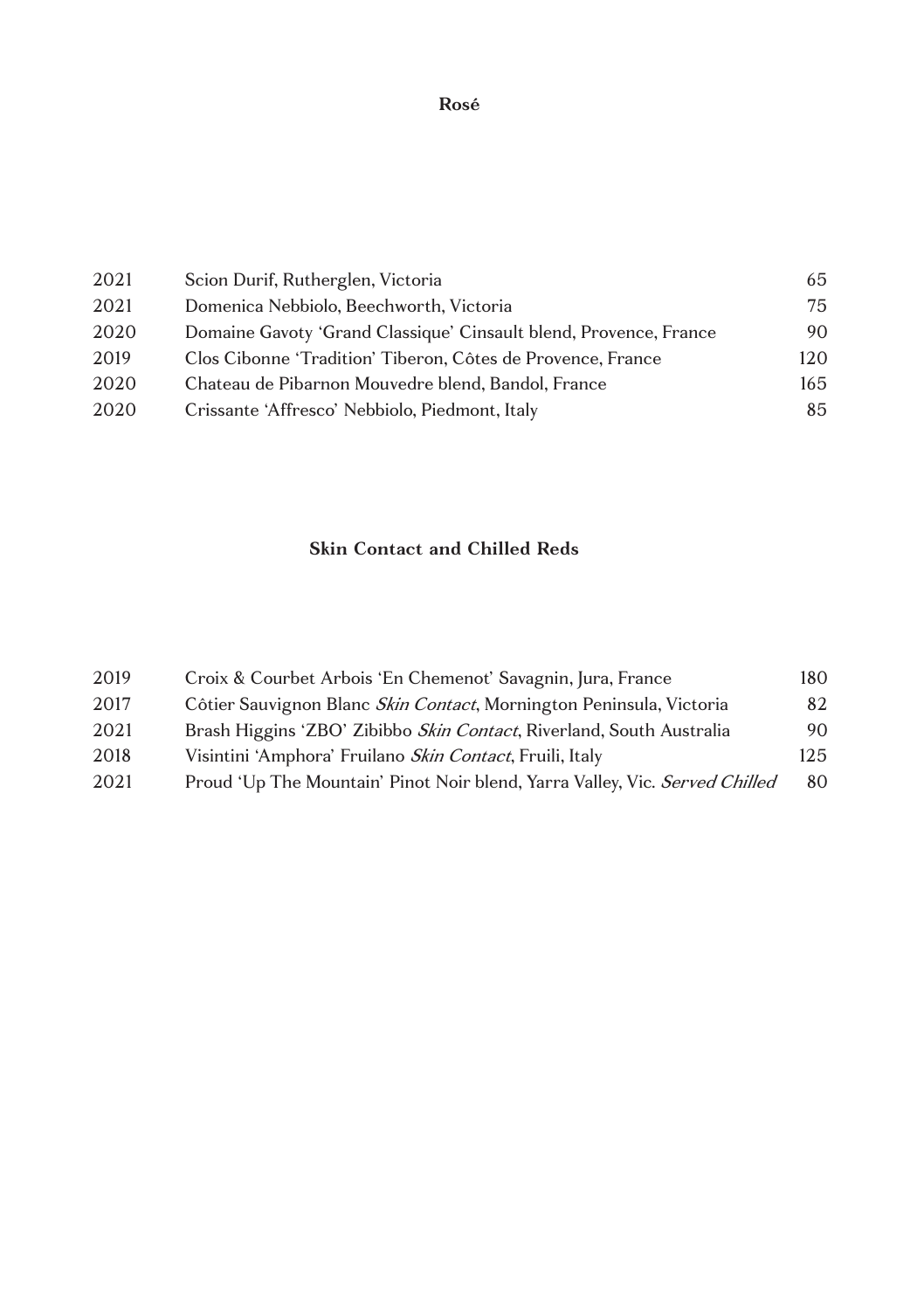## Rosé

| | | |
|---|---|---|
| 2021 | Scion Durif, Rutherglen, Victoria | 65 |
| 2021 | Domenica Nebbiolo, Beechworth, Victoria | 75 |
| 2020 | Domaine Gavoty 'Grand Classique' Cinsault blend, Provence, France | 90 |
| 2019 | Clos Cibonne 'Tradition' Tiberon, Côtes de Provence, France | 120 |
| 2020 | Chateau de Pibarnon Mouvedre blend, Bandol, France | 165 |
| 2020 | Crissante 'Affresco' Nebbiolo, Piedmont, Italy | 85 |

## Skin Contact and Chilled Reds

| | | |
|---|---|---|
| 2019 | Croix & Courbet Arbois 'En Chemenot' Savagnin, Jura, France | 180 |
| 2017 | Côtier Sauvignon Blanc *Skin Contact*, Mornington Peninsula, Victoria | 82 |
| 2021 | Brash Higgins 'ZBO' Zibibbo *Skin Contact*, Riverland, South Australia | 90 |
| 2018 | Visintini 'Amphora' Fruilano *Skin Contact*, Fruili, Italy | 125 |
| 2021 | Proud 'Up The Mountain' Pinot Noir blend, Yarra Valley, Vic. *Served Chilled* | 80 |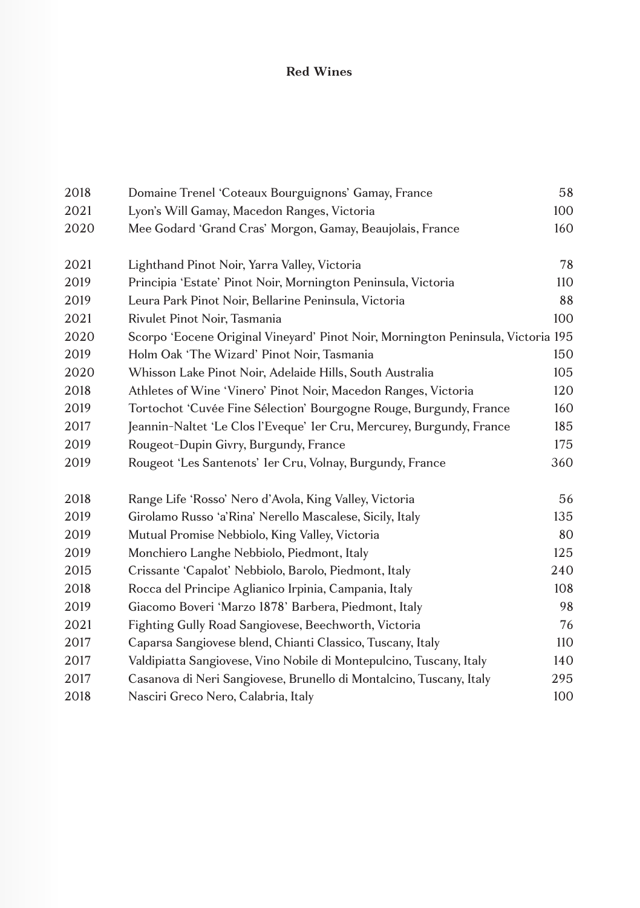**Red Wines**

| | | |
|---|---|---|
| 2018 | Domaine Trenel 'Coteaux Bourguignons' Gamay, France | 58 |
| 2021 | Lyon's Will Gamay, Macedon Ranges, Victoria | 100 |
| 2020 | Mee Godard 'Grand Cras' Morgon, Gamay, Beaujolais, France | 160 |
| | | |
| 2021 | Lighthand Pinot Noir, Yarra Valley, Victoria | 78 |
| 2019 | Principia 'Estate' Pinot Noir, Mornington Peninsula, Victoria | 110 |
| 2019 | Leura Park Pinot Noir, Bellarine Peninsula, Victoria | 88 |
| 2021 | Rivulet Pinot Noir, Tasmania | 100 |
| 2020 | Scorpo 'Eocene Original Vineyard' Pinot Noir, Mornington Peninsula, Victoria | 195 |
| 2019 | Holm Oak 'The Wizard' Pinot Noir, Tasmania | 150 |
| 2020 | Whisson Lake Pinot Noir, Adelaide Hills, South Australia | 105 |
| 2018 | Athletes of Wine 'Vinero' Pinot Noir, Macedon Ranges, Victoria | 120 |
| 2019 | Tortochot 'Cuvée Fine Sélection' Bourgogne Rouge, Burgundy, France | 160 |
| 2017 | Jeannin-Naltet 'Le Clos l'Eveque' 1er Cru, Mercurey, Burgundy, France | 185 |
| 2019 | Rougeot-Dupin Givry, Burgundy, France | 175 |
| 2019 | Rougeot 'Les Santenots' 1er Cru, Volnay, Burgundy, France | 360 |
| | | |
| 2018 | Range Life 'Rosso' Nero d'Avola, King Valley, Victoria | 56 |
| 2019 | Girolamo Russo 'a'Rina' Nerello Mascalese, Sicily, Italy | 135 |
| 2019 | Mutual Promise Nebbiolo, King Valley, Victoria | 80 |
| 2019 | Monchiero Langhe Nebbiolo, Piedmont, Italy | 125 |
| 2015 | Crissante 'Capalot' Nebbiolo, Barolo, Piedmont, Italy | 240 |
| 2018 | Rocca del Principe Aglianico Irpinia, Campania, Italy | 108 |
| 2019 | Giacomo Boveri 'Marzo 1878' Barbera, Piedmont, Italy | 98 |
| 2021 | Fighting Gully Road Sangiovese, Beechworth, Victoria | 76 |
| 2017 | Caparsa Sangiovese blend, Chianti Classico, Tuscany, Italy | 110 |
| 2017 | Valdipiatta Sangiovese, Vino Nobile di Montepulcino, Tuscany, Italy | 140 |
| 2017 | Casanova di Neri Sangiovese, Brunello di Montalcino, Tuscany, Italy | 295 |
| 2018 | Nasciri Greco Nero, Calabria, Italy | 100 |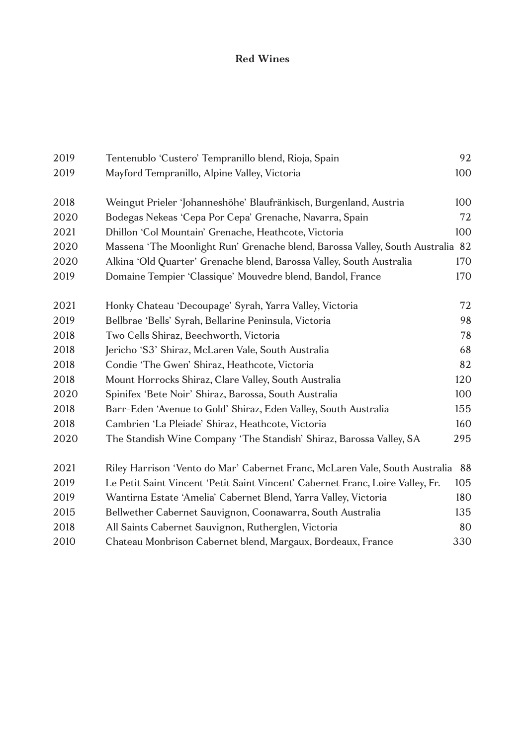**Red Wines**

| | | |
|---|---|---|
| 2019 | Tentenublo 'Custero' Tempranillo blend, Rioja, Spain | 92 |
| 2019 | Mayford Tempranillo, Alpine Valley, Victoria | 100 |
| | | |
| 2018 | Weingut Prieler 'Johanneshöhe' Blaufränkisch, Burgenland, Austria | 100 |
| 2020 | Bodegas Nekeas 'Cepa Por Cepa' Grenache, Navarra, Spain | 72 |
| 2021 | Dhillon 'Col Mountain' Grenache, Heathcote, Victoria | 100 |
| 2020 | Massena 'The Moonlight Run' Grenache blend, Barossa Valley, South Australia | 82 |
| 2020 | Alkina 'Old Quarter' Grenache blend, Barossa Valley, South Australia | 170 |
| 2019 | Domaine Tempier 'Classique' Mouvedre blend, Bandol, France | 170 |
| | | |
| 2021 | Honky Chateau 'Decoupage' Syrah, Yarra Valley, Victoria | 72 |
| 2019 | Bellbrae 'Bells' Syrah, Bellarine Peninsula, Victoria | 98 |
| 2018 | Two Cells Shiraz, Beechworth, Victoria | 78 |
| 2018 | Jericho 'S3' Shiraz, McLaren Vale, South Australia | 68 |
| 2018 | Condie 'The Gwen' Shiraz, Heathcote, Victoria | 82 |
| 2018 | Mount Horrocks Shiraz, Clare Valley, South Australia | 120 |
| 2020 | Spinifex 'Bete Noir' Shiraz, Barossa, South Australia | 100 |
| 2018 | Barr-Eden 'Avenue to Gold' Shiraz, Eden Valley, South Australia | 155 |
| 2018 | Cambrien 'La Pleiade' Shiraz, Heathcote, Victoria | 160 |
| 2020 | The Standish Wine Company 'The Standish' Shiraz, Barossa Valley, SA | 295 |
| | | |
| 2021 | Riley Harrison 'Vento do Mar' Cabernet Franc, McLaren Vale, South Australia | 88 |
| 2019 | Le Petit Saint Vincent 'Petit Saint Vincent' Cabernet Franc, Loire Valley, Fr. | 105 |
| 2019 | Wantirna Estate 'Amelia' Cabernet Blend, Yarra Valley, Victoria | 180 |
| 2015 | Bellwether Cabernet Sauvignon, Coonawarra, South Australia | 135 |
| 2018 | All Saints Cabernet Sauvignon, Rutherglen, Victoria | 80 |
| 2010 | Chateau Monbrison Cabernet blend, Margaux, Bordeaux, France | 330 |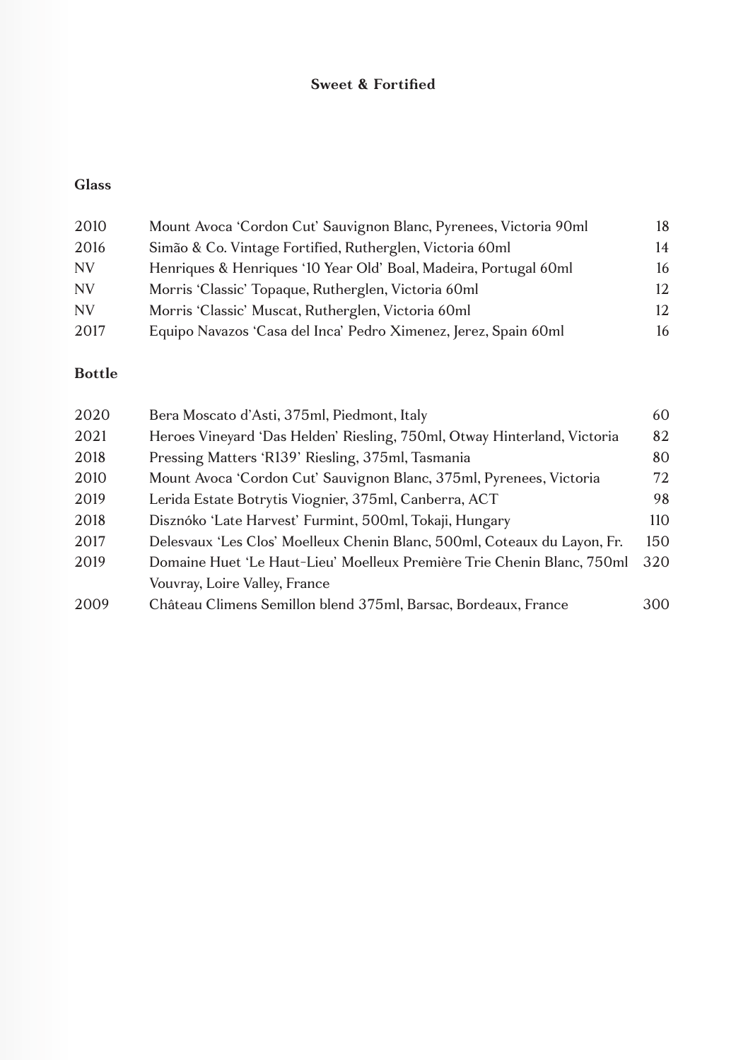## Sweet & Fortified

### Glass

| | | |
|---|---|---|
| 2010 | Mount Avoca 'Cordon Cut' Sauvignon Blanc, Pyrenees, Victoria 90ml | 18 |
| 2016 | Simão & Co. Vintage Fortified, Rutherglen, Victoria 60ml | 14 |
| NV | Henriques & Henriques '10 Year Old' Boal, Madeira, Portugal 60ml | 16 |
| NV | Morris 'Classic' Topaque, Rutherglen, Victoria 60ml | 12 |
| NV | Morris 'Classic' Muscat, Rutherglen, Victoria 60ml | 12 |
| 2017 | Equipo Navazos 'Casa del Inca' Pedro Ximenez, Jerez, Spain 60ml | 16 |

### Bottle

| | | |
|---|---|---|
| 2020 | Bera Moscato d'Asti, 375ml, Piedmont, Italy | 60 |
| 2021 | Heroes Vineyard 'Das Helden' Riesling, 750ml, Otway Hinterland, Victoria | 82 |
| 2018 | Pressing Matters 'R139' Riesling, 375ml, Tasmania | 80 |
| 2010 | Mount Avoca 'Cordon Cut' Sauvignon Blanc, 375ml, Pyrenees, Victoria | 72 |
| 2019 | Lerida Estate Botrytis Viognier, 375ml, Canberra, ACT | 98 |
| 2018 | Disznóko 'Late Harvest' Furmint, 500ml, Tokaji, Hungary | 110 |
| 2017 | Delesvaux 'Les Clos' Moelleux Chenin Blanc, 500ml, Coteaux du Layon, Fr. | 150 |
| 2019 | Domaine Huet 'Le Haut-Lieu' Moelleux Première Trie Chenin Blanc, 750ml Vouvray, Loire Valley, France | 320 |
| 2009 | Château Climens Semillon blend 375ml, Barsac, Bordeaux, France | 300 |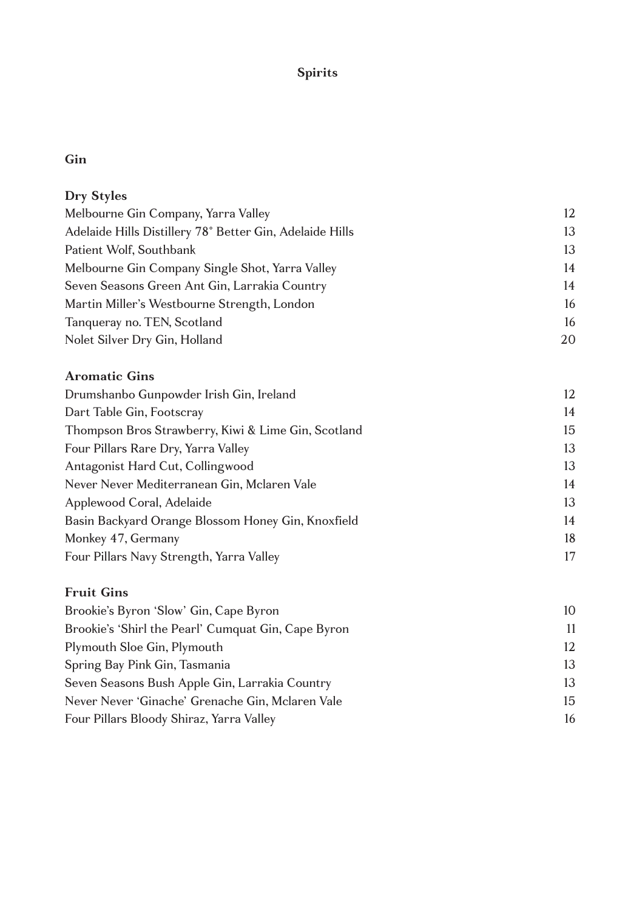# Spirits

## Gin

### Dry Styles

| | |
|---|---|
| Melbourne Gin Company, Yarra Valley | 12 |
| Adelaide Hills Distillery 78° Better Gin, Adelaide Hills | 13 |
| Patient Wolf, Southbank | 13 |
| Melbourne Gin Company Single Shot, Yarra Valley | 14 |
| Seven Seasons Green Ant Gin, Larrakia Country | 14 |
| Martin Miller's Westbourne Strength, London | 16 |
| Tanqueray no. TEN, Scotland | 16 |
| Nolet Silver Dry Gin, Holland | 20 |

### Aromatic Gins

| | |
|---|---|
| Drumshanbo Gunpowder Irish Gin, Ireland | 12 |
| Dart Table Gin, Footscray | 14 |
| Thompson Bros Strawberry, Kiwi & Lime Gin, Scotland | 15 |
| Four Pillars Rare Dry, Yarra Valley | 13 |
| Antagonist Hard Cut, Collingwood | 13 |
| Never Never Mediterranean Gin, Mclaren Vale | 14 |
| Applewood Coral, Adelaide | 13 |
| Basin Backyard Orange Blossom Honey Gin, Knoxfield | 14 |
| Monkey 47, Germany | 18 |
| Four Pillars Navy Strength, Yarra Valley | 17 |

### Fruit Gins

| | |
|---|---|
| Brookie's Byron 'Slow' Gin, Cape Byron | 10 |
| Brookie's 'Shirl the Pearl' Cumquat Gin, Cape Byron | 11 |
| Plymouth Sloe Gin, Plymouth | 12 |
| Spring Bay Pink Gin, Tasmania | 13 |
| Seven Seasons Bush Apple Gin, Larrakia Country | 13 |
| Never Never 'Ginache' Grenache Gin, Mclaren Vale | 15 |
| Four Pillars Bloody Shiraz, Yarra Valley | 16 |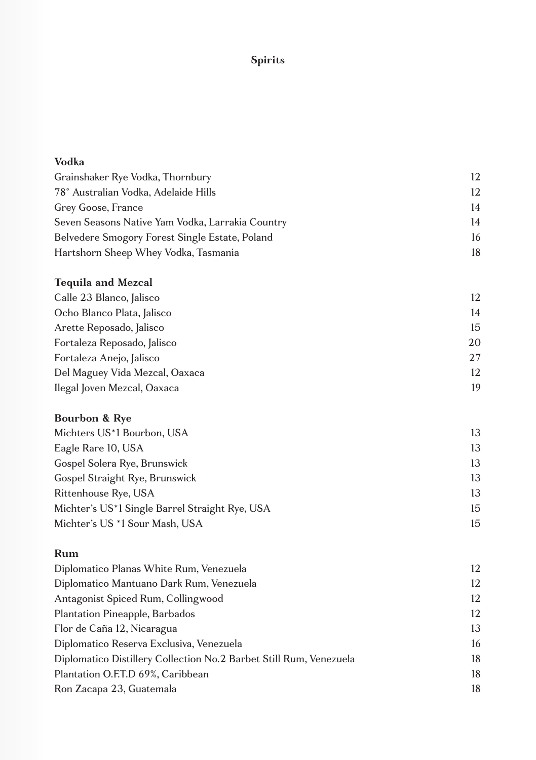# Spirits

## Vodka

| | |
|---|---|
| Grainshaker Rye Vodka, Thornbury | 12 |
| 78° Australian Vodka, Adelaide Hills | 12 |
| Grey Goose, France | 14 |
| Seven Seasons Native Yam Vodka, Larrakia Country | 14 |
| Belvedere Smogory Forest Single Estate, Poland | 16 |
| Hartshorn Sheep Whey Vodka, Tasmania | 18 |

## Tequila and Mezcal

| | |
|---|---|
| Calle 23 Blanco, Jalisco | 12 |
| Ocho Blanco Plata, Jalisco | 14 |
| Arette Reposado, Jalisco | 15 |
| Fortaleza Reposado, Jalisco | 20 |
| Fortaleza Anejo, Jalisco | 27 |
| Del Maguey Vida Mezcal, Oaxaca | 12 |
| Ilegal Joven Mezcal, Oaxaca | 19 |

## Bourbon & Rye

| | |
|---|---|
| Michters US*1 Bourbon, USA | 13 |
| Eagle Rare 10, USA | 13 |
| Gospel Solera Rye, Brunswick | 13 |
| Gospel Straight Rye, Brunswick | 13 |
| Rittenhouse Rye, USA | 13 |
| Michter's US*1 Single Barrel Straight Rye, USA | 15 |
| Michter's US *1 Sour Mash, USA | 15 |

## Rum

| | |
|---|---|
| Diplomatico Planas White Rum, Venezuela | 12 |
| Diplomatico Mantuano Dark Rum, Venezuela | 12 |
| Antagonist Spiced Rum, Collingwood | 12 |
| Plantation Pineapple, Barbados | 12 |
| Flor de Caña 12, Nicaragua | 13 |
| Diplomatico Reserva Exclusiva, Venezuela | 16 |
| Diplomatico Distillery Collection No.2 Barbet Still Rum, Venezuela | 18 |
| Plantation O.F.T.D 69%, Caribbean | 18 |
| Ron Zacapa 23, Guatemala | 18 |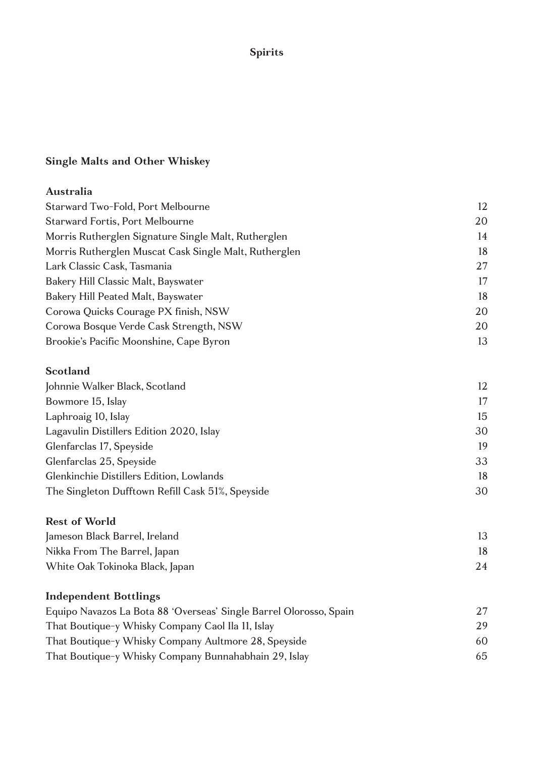# Spirits

## Single Malts and Other Whiskey

### Australia

| | |
|---|---|
| Starward Two-Fold, Port Melbourne | 12 |
| Starward Fortis, Port Melbourne | 20 |
| Morris Rutherglen Signature Single Malt, Rutherglen | 14 |
| Morris Rutherglen Muscat Cask Single Malt, Rutherglen | 18 |
| Lark Classic Cask, Tasmania | 27 |
| Bakery Hill Classic Malt, Bayswater | 17 |
| Bakery Hill Peated Malt, Bayswater | 18 |
| Corowa Quicks Courage PX finish, NSW | 20 |
| Corowa Bosque Verde Cask Strength, NSW | 20 |
| Brookie's Pacific Moonshine, Cape Byron | 13 |

### Scotland

| | |
|---|---|
| Johnnie Walker Black, Scotland | 12 |
| Bowmore 15, Islay | 17 |
| Laphroaig 10, Islay | 15 |
| Lagavulin Distillers Edition 2020, Islay | 30 |
| Glenfarclas 17, Speyside | 19 |
| Glenfarclas 25, Speyside | 33 |
| Glenkinchie Distillers Edition, Lowlands | 18 |
| The Singleton Dufftown Refill Cask 51%, Speyside | 30 |

### Rest of World

| | |
|---|---|
| Jameson Black Barrel, Ireland | 13 |
| Nikka From The Barrel, Japan | 18 |
| White Oak Tokinoka Black, Japan | 24 |

### Independent Bottlings

| | |
|---|---|
| Equipo Navazos La Bota 88 'Overseas' Single Barrel Olorosso, Spain | 27 |
| That Boutique-y Whisky Company Caol Ila 11, Islay | 29 |
| That Boutique-y Whisky Company Aultmore 28, Speyside | 60 |
| That Boutique-y Whisky Company Bunnahabhain 29, Islay | 65 |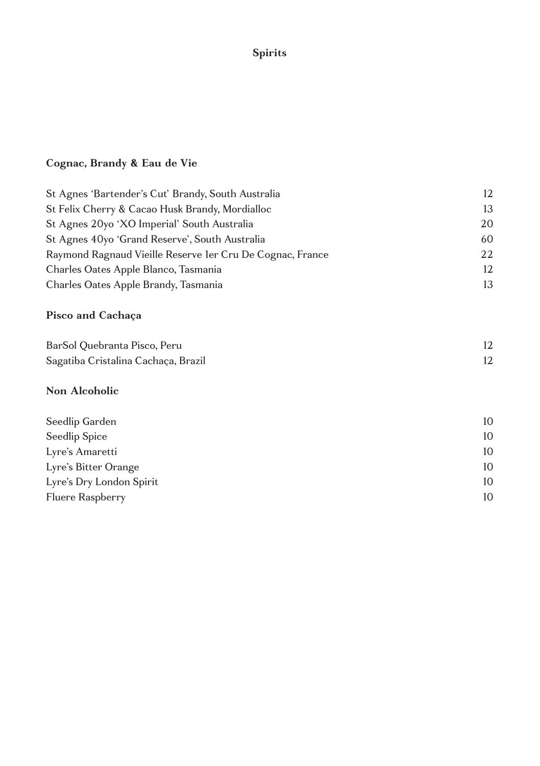# Spirits

## Cognac, Brandy & Eau de Vie

| | |
|---|---|
| St Agnes 'Bartender's Cut' Brandy, South Australia | 12 |
| St Felix Cherry & Cacao Husk Brandy, Mordialloc | 13 |
| St Agnes 20yo 'XO Imperial' South Australia | 20 |
| St Agnes 40yo 'Grand Reserve', South Australia | 60 |
| Raymond Ragnaud Vieille Reserve 1er Cru De Cognac, France | 22 |
| Charles Oates Apple Blanco, Tasmania | 12 |
| Charles Oates Apple Brandy, Tasmania | 13 |

## Pisco and Cachaça

| | |
|---|---|
| BarSol Quebranta Pisco, Peru | 12 |
| Sagatiba Cristalina Cachaça, Brazil | 12 |

## Non Alcoholic

| | |
|---|---|
| Seedlip Garden | 10 |
| Seedlip Spice | 10 |
| Lyre's Amaretti | 10 |
| Lyre's Bitter Orange | 10 |
| Lyre's Dry London Spirit | 10 |
| Fluere Raspberry | 10 |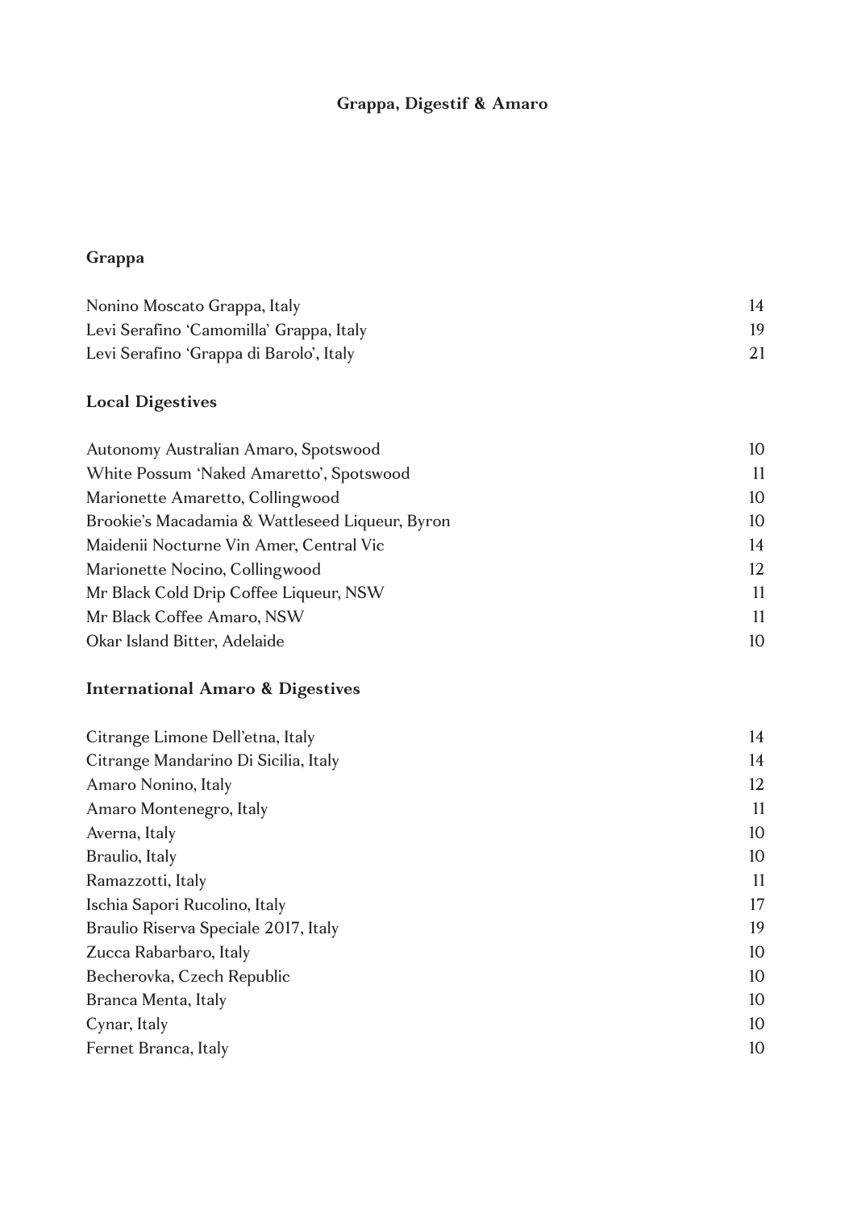# Grappa, Digestif & Amaro

## Grappa

| | |
|---|---|
| Nonino Moscato Grappa, Italy | 14 |
| Levi Serafino 'Camomilla' Grappa, Italy | 19 |
| Levi Serafino 'Grappa di Barolo', Italy | 21 |

## Local Digestives

| | |
|---|---|
| Autonomy Australian Amaro, Spotswood | 10 |
| White Possum 'Naked Amaretto', Spotswood | 11 |
| Marionette Amaretto, Collingwood | 10 |
| Brookie's Macadamia & Wattleseed Liqueur, Byron | 10 |
| Maidenii Nocturne Vin Amer, Central Vic | 14 |
| Marionette Nocino, Collingwood | 12 |
| Mr Black Cold Drip Coffee Liqueur, NSW | 11 |
| Mr Black Coffee Amaro, NSW | 11 |
| Okar Island Bitter, Adelaide | 10 |

## International Amaro & Digestives

| | |
|---|---|
| Citrange Limone Dell'etna, Italy | 14 |
| Citrange Mandarino Di Sicilia, Italy | 14 |
| Amaro Nonino, Italy | 12 |
| Amaro Montenegro, Italy | 11 |
| Averna, Italy | 10 |
| Braulio, Italy | 10 |
| Ramazzotti, Italy | 11 |
| Ischia Sapori Rucolino, Italy | 17 |
| Braulio Riserva Speciale 2017, Italy | 19 |
| Zucca Rabarbaro, Italy | 10 |
| Becherovka, Czech Republic | 10 |
| Branca Menta, Italy | 10 |
| Cynar, Italy | 10 |
| Fernet Branca, Italy | 10 |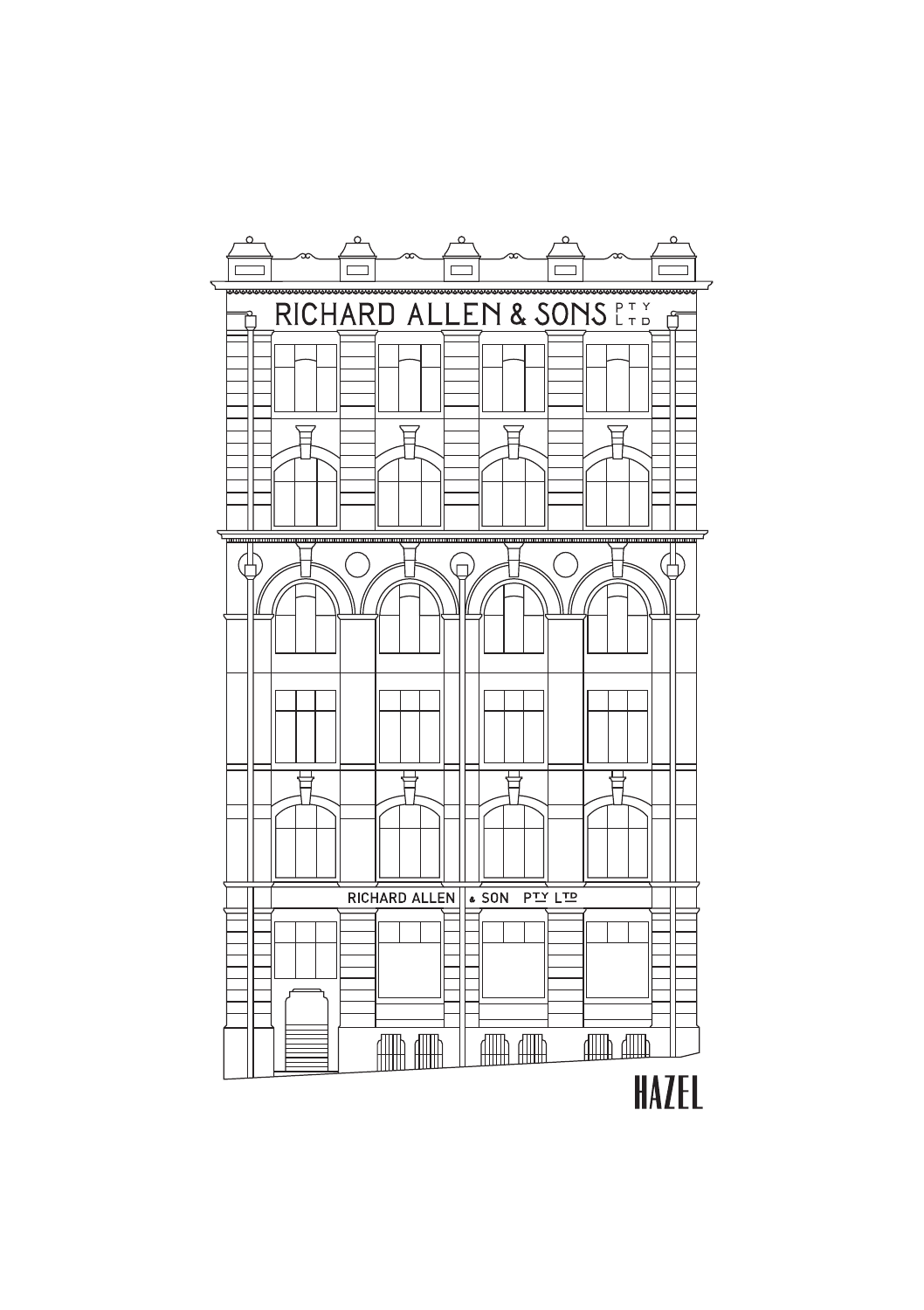RICHARD ALLEN & SONS PTY LTD

RICHARD ALLEN & SON PTY LTD

HAZEL